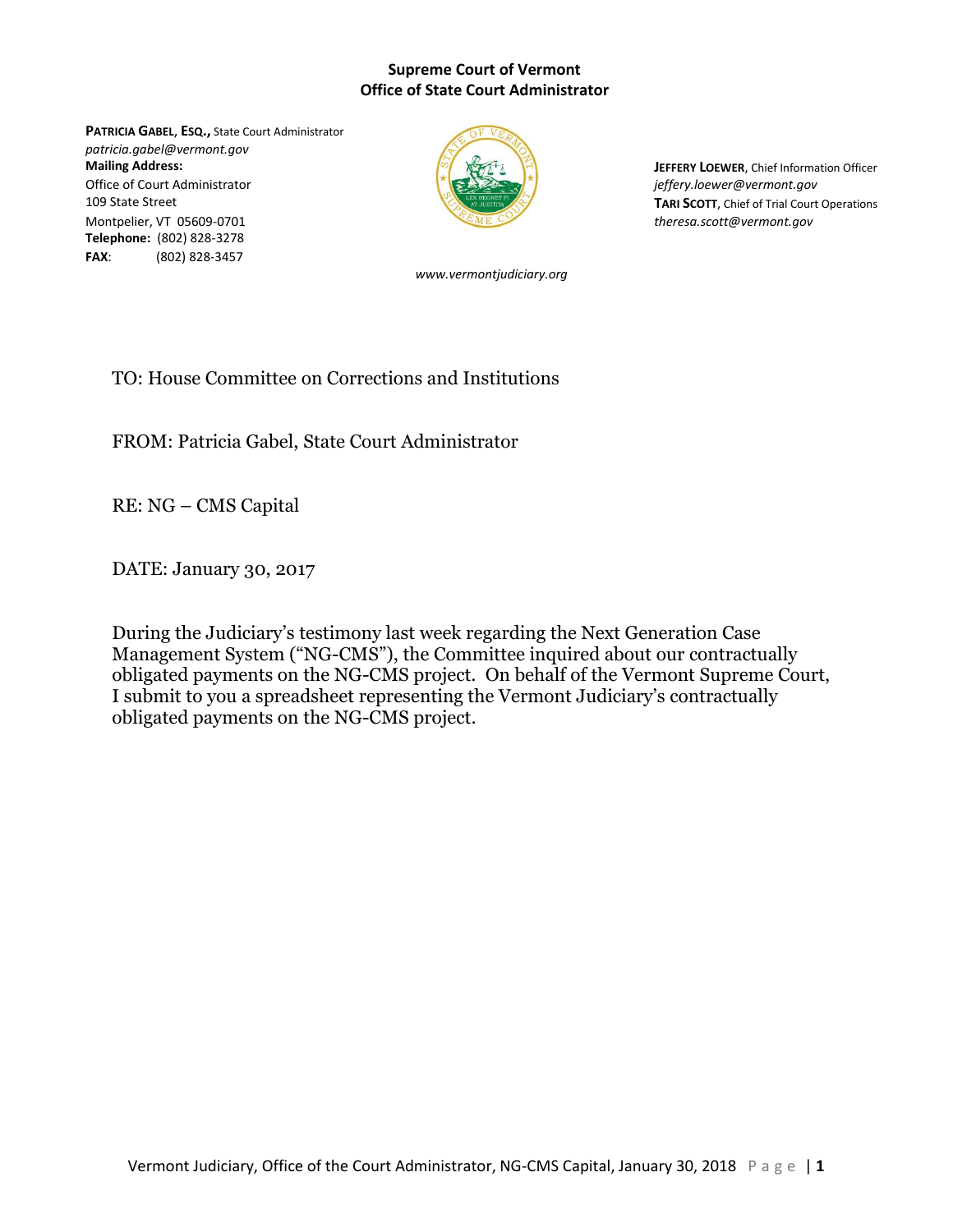**Supreme Court of Vermont**
**Office of State Court Administrator**

**PATRICIA GABEL, ESQ.,** State Court Administrator
*patricia.gabel@vermont.gov*
**Mailing Address:**
Office of Court Administrator
109 State Street
Montpelier, VT 05609-0701
**Telephone:** (802) 828-3278
**FAX:** (802) 828-3457

**JEFFERY LOEWER**, Chief Information Officer
*jeffery.loewer@vermont.gov*
**TARI SCOTT**, Chief of Trial Court Operations
*theresa.scott@vermont.gov*

*www.vermontjudiciary.org*

TO: House Committee on Corrections and Institutions

FROM: Patricia Gabel, State Court Administrator

RE: NG – CMS Capital

DATE: January 30, 2017

During the Judiciary's testimony last week regarding the Next Generation Case Management System ("NG-CMS"), the Committee inquired about our contractually obligated payments on the NG-CMS project. On behalf of the Vermont Supreme Court, I submit to you a spreadsheet representing the Vermont Judiciary's contractually obligated payments on the NG-CMS project.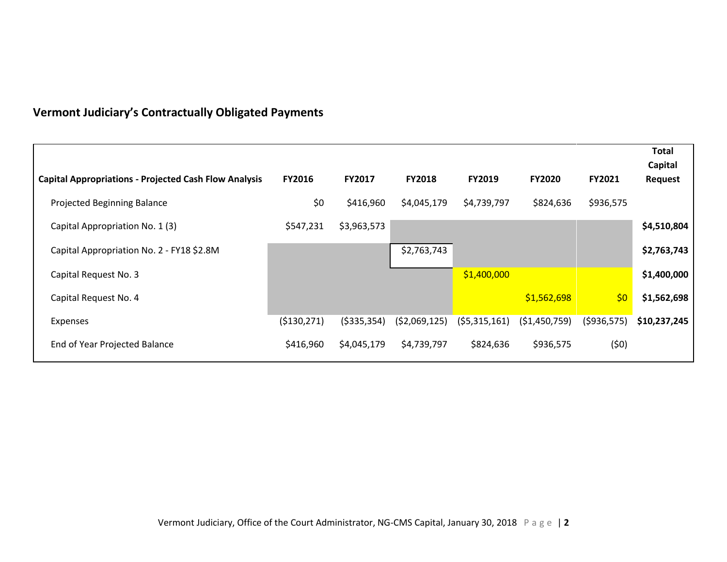## Vermont Judiciary's Contractually Obligated Payments

| Capital Appropriations - Projected Cash Flow Analysis | FY2016 | FY2017 | FY2018 | FY2019 | FY2020 | FY2021 | Total Capital Request |
|---|---|---|---|---|---|---|---|
| Projected Beginning Balance | $0 | $416,960 | $4,045,179 | $4,739,797 | $824,636 | $936,575 | |
| Capital Appropriation No. 1 (3) | $547,231 | $3,963,573 | | | | | **$4,510,804** |
| Capital Appropriation No. 2 - FY18 $2.8M | | | $2,763,743 | | | | **$2,763,743** |
| Capital Request No. 3 | | | | $1,400,000 | | | **$1,400,000** |
| Capital Request No. 4 | | | | | $1,562,698 | $0 | **$1,562,698** |
| Expenses | ($130,271) | ($335,354) | ($2,069,125) | ($5,315,161) | ($1,450,759) | ($936,575) | **$10,237,245** |
| End of Year Projected Balance | $416,960 | $4,045,179 | $4,739,797 | $824,636 | $936,575 | ($0) | |

Vermont Judiciary, Office of the Court Administrator, NG-CMS Capital, January 30, 2018